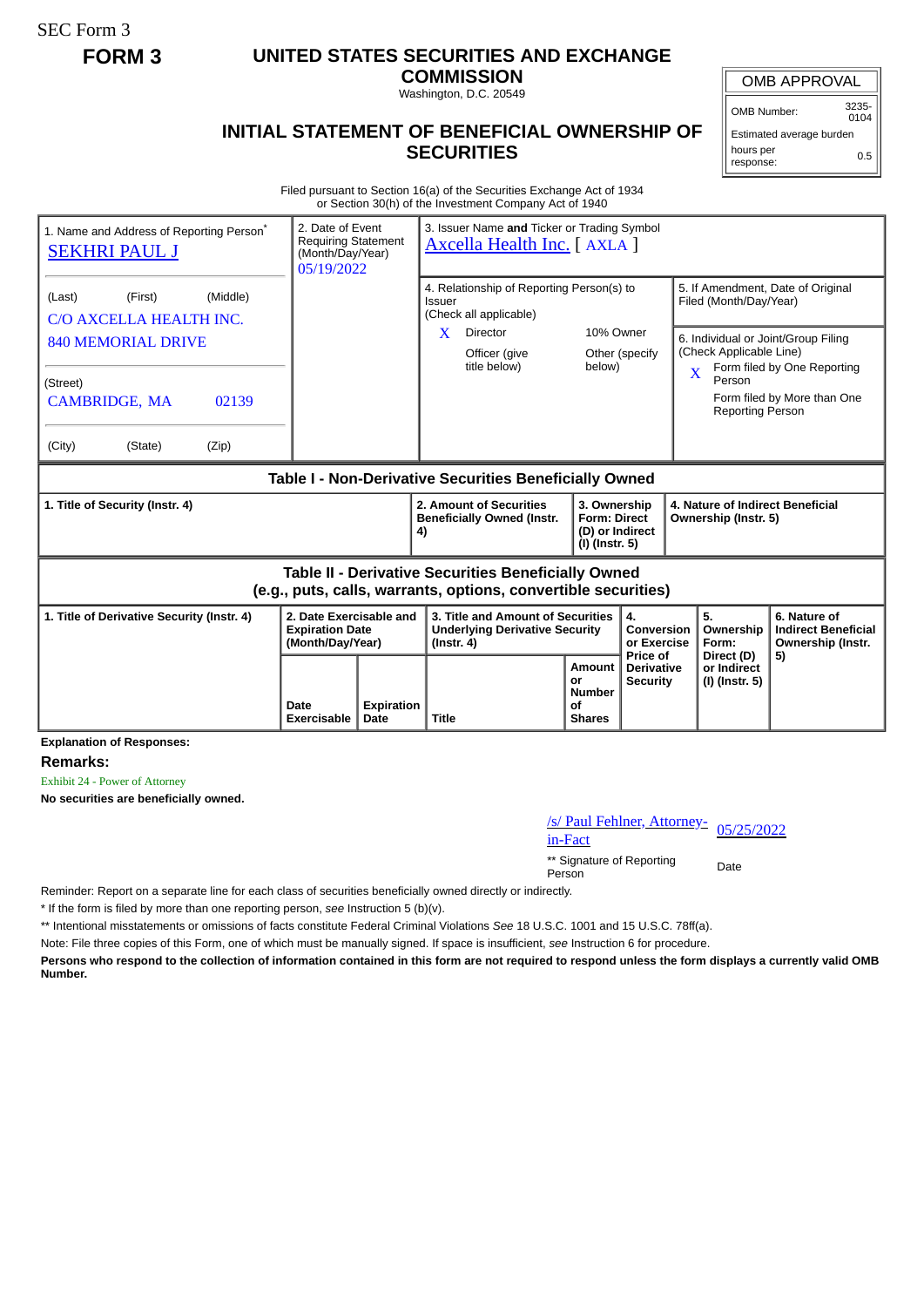SEC Form 3

**FORM 3**

# UNITED STATES SECURITIES AND EXCHANGE COMMISSION

Washington, D.C. 20549

## INITIAL STATEMENT OF BENEFICIAL OWNERSHIP OF SECURITIES

| OMB APPROVAL | |
|---|---|
| OMB Number: | 3235-0104 |
| Estimated average burden | |
| hours per response: | 0.5 |

Filed pursuant to Section 16(a) of the Securities Exchange Act of 1934 or Section 30(h) of the Investment Company Act of 1940

| 1. Name and Address of Reporting Person* | 2. Date of Event Requiring Statement (Month/Day/Year) | 3. Issuer Name **and** Ticker or Trading Symbol |
|---|---|---|
| SEKHRI PAUL J | 05/19/2022 | Axcella Health Inc. [ AXLA ] |
| (Last) (First) (Middle) C/O AXCELLA HEALTH INC. 840 MEMORIAL DRIVE | | 4. Relationship of Reporting Person(s) to Issuer (Check all applicable): X Director; 10% Owner; Officer (give title below); Other (specify below) |
| (Street) CAMBRIDGE, MA 02139 | | 5. If Amendment, Date of Original Filed (Month/Day/Year) |
| (City) (State) (Zip) | | 6. Individual or Joint/Group Filing (Check Applicable Line): X Form filed by One Reporting Person; Form filed by More than One Reporting Person |

**Table I - Non-Derivative Securities Beneficially Owned**

| 1. Title of Security (Instr. 4) | 2. Amount of Securities Beneficially Owned (Instr. 4) | 3. Ownership Form: Direct (D) or Indirect (I) (Instr. 5) | 4. Nature of Indirect Beneficial Ownership (Instr. 5) |
|---|---|---|---|

**Table II - Derivative Securities Beneficially Owned (e.g., puts, calls, warrants, options, convertible securities)**

| 1. Title of Derivative Security (Instr. 4) | 2. Date Exercisable and Expiration Date (Month/Day/Year) | | 3. Title and Amount of Securities Underlying Derivative Security (Instr. 4) | | 4. Conversion or Exercise Price of Derivative Security | 5. Ownership Form: Direct (D) or Indirect (I) (Instr. 5) | 6. Nature of Indirect Beneficial Ownership (Instr. 5) |
|---|---|---|---|---|---|---|---|
| | Date Exercisable | Expiration Date | Title | Amount or Number of Shares | | | |

**Explanation of Responses:**

**Remarks:**

Exhibit 24 - Power of Attorney

**No securities are beneficially owned.**

| /s/ Paul Fehlner, Attorney-in-Fact | 05/25/2022 |
|---|---|
| ** Signature of Reporting Person | Date |

Reminder: Report on a separate line for each class of securities beneficially owned directly or indirectly.

\* If the form is filed by more than one reporting person, *see* Instruction 5 (b)(v).

\** Intentional misstatements or omissions of facts constitute Federal Criminal Violations *See* 18 U.S.C. 1001 and 15 U.S.C. 78ff(a).

Note: File three copies of this Form, one of which must be manually signed. If space is insufficient, *see* Instruction 6 for procedure.

**Persons who respond to the collection of information contained in this form are not required to respond unless the form displays a currently valid OMB Number.**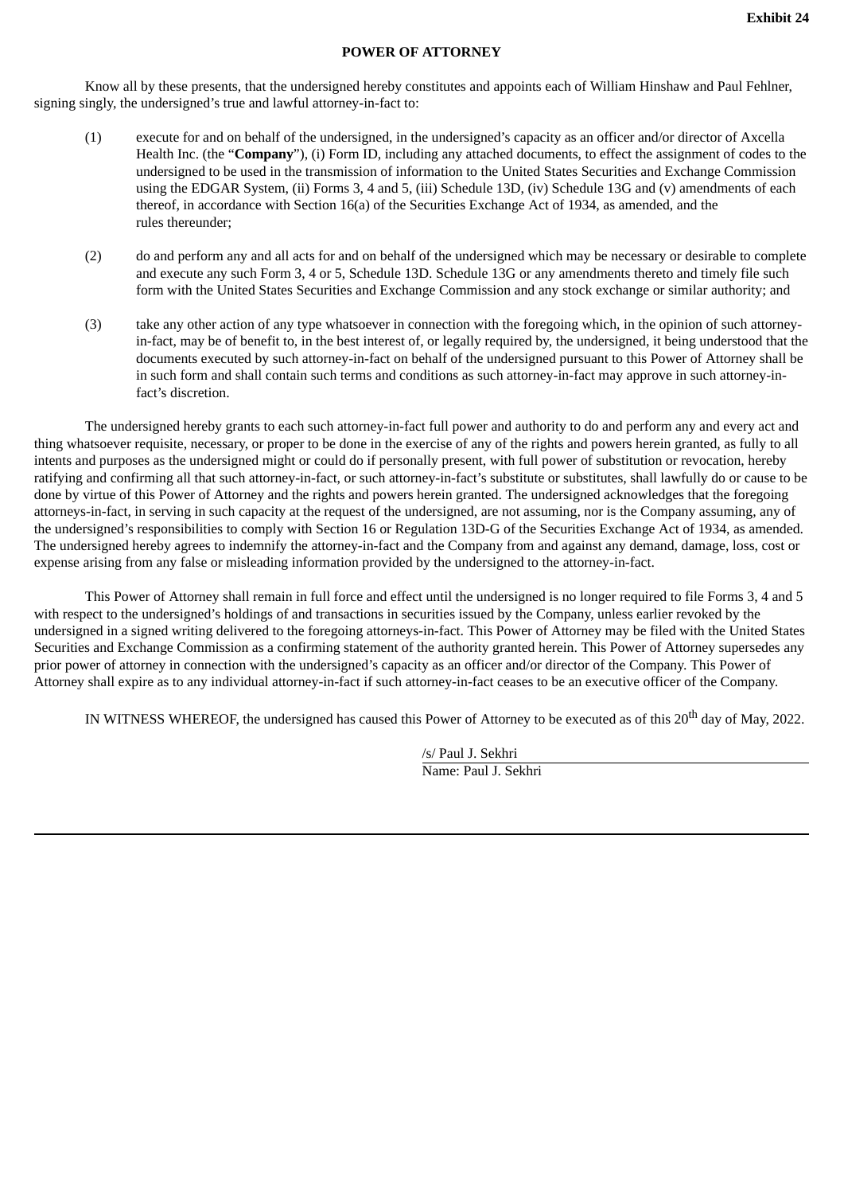Exhibit 24

**POWER OF ATTORNEY**

Know all by these presents, that the undersigned hereby constitutes and appoints each of William Hinshaw and Paul Fehlner, signing singly, the undersigned's true and lawful attorney-in-fact to:

(1) execute for and on behalf of the undersigned, in the undersigned's capacity as an officer and/or director of Axcella Health Inc. (the "**Company**"), (i) Form ID, including any attached documents, to effect the assignment of codes to the undersigned to be used in the transmission of information to the United States Securities and Exchange Commission using the EDGAR System, (ii) Forms 3, 4 and 5, (iii) Schedule 13D, (iv) Schedule 13G and (v) amendments of each thereof, in accordance with Section 16(a) of the Securities Exchange Act of 1934, as amended, and the rules thereunder;

(2) do and perform any and all acts for and on behalf of the undersigned which may be necessary or desirable to complete and execute any such Form 3, 4 or 5, Schedule 13D. Schedule 13G or any amendments thereto and timely file such form with the United States Securities and Exchange Commission and any stock exchange or similar authority; and

(3) take any other action of any type whatsoever in connection with the foregoing which, in the opinion of such attorney-in-fact, may be of benefit to, in the best interest of, or legally required by, the undersigned, it being understood that the documents executed by such attorney-in-fact on behalf of the undersigned pursuant to this Power of Attorney shall be in such form and shall contain such terms and conditions as such attorney-in-fact may approve in such attorney-in-fact's discretion.

The undersigned hereby grants to each such attorney-in-fact full power and authority to do and perform any and every act and thing whatsoever requisite, necessary, or proper to be done in the exercise of any of the rights and powers herein granted, as fully to all intents and purposes as the undersigned might or could do if personally present, with full power of substitution or revocation, hereby ratifying and confirming all that such attorney-in-fact, or such attorney-in-fact's substitute or substitutes, shall lawfully do or cause to be done by virtue of this Power of Attorney and the rights and powers herein granted. The undersigned acknowledges that the foregoing attorneys-in-fact, in serving in such capacity at the request of the undersigned, are not assuming, nor is the Company assuming, any of the undersigned's responsibilities to comply with Section 16 or Regulation 13D-G of the Securities Exchange Act of 1934, as amended. The undersigned hereby agrees to indemnify the attorney-in-fact and the Company from and against any demand, damage, loss, cost or expense arising from any false or misleading information provided by the undersigned to the attorney-in-fact.

This Power of Attorney shall remain in full force and effect until the undersigned is no longer required to file Forms 3, 4 and 5 with respect to the undersigned's holdings of and transactions in securities issued by the Company, unless earlier revoked by the undersigned in a signed writing delivered to the foregoing attorneys-in-fact. This Power of Attorney may be filed with the United States Securities and Exchange Commission as a confirming statement of the authority granted herein. This Power of Attorney supersedes any prior power of attorney in connection with the undersigned's capacity as an officer and/or director of the Company. This Power of Attorney shall expire as to any individual attorney-in-fact if such attorney-in-fact ceases to be an executive officer of the Company.

IN WITNESS WHEREOF, the undersigned has caused this Power of Attorney to be executed as of this 20th day of May, 2022.

/s/ Paul J. Sekhri

Name: Paul J. Sekhri